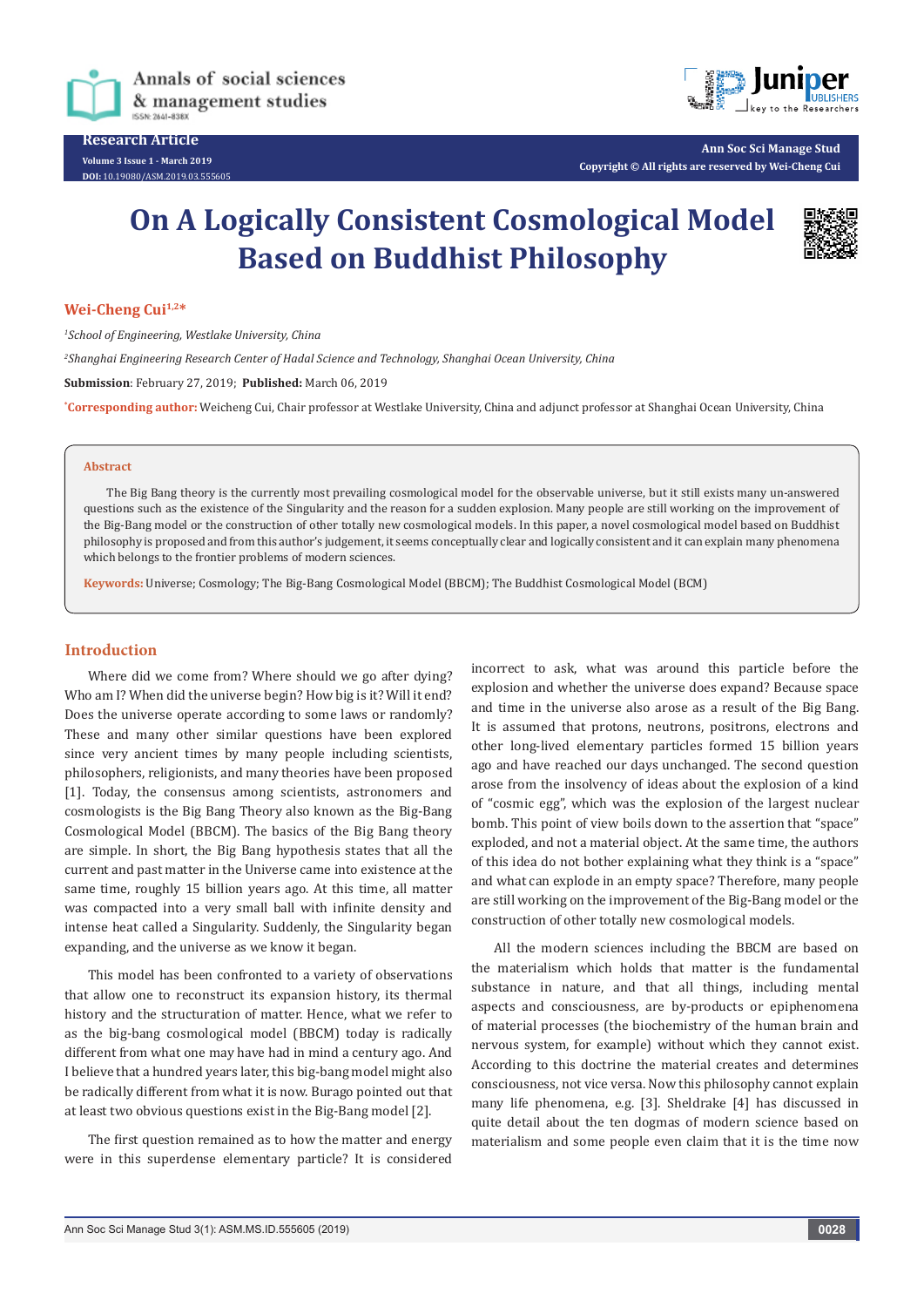Research Article

Volume 3 Issue 1 - March 2019
DOI: 10.19080/ASM.2019.03.555605

Ann Soc Sci Manage Stud
Copyright © All rights are reserved by Wei-Cheng Cui

# On A Logically Consistent Cosmological Model Based on Buddhist Philosophy

**Wei-Cheng Cui[1,2]***

*[1]School of Engineering, Westlake University, China*

*[2]Shanghai Engineering Research Center of Hadal Science and Technology, Shanghai Ocean University, China*

**Submission**: February 27, 2019; **Published:** March 06, 2019

***Corresponding author:** Weicheng Cui, Chair professor at Westlake University, China and adjunct professor at Shanghai Ocean University, China

## Abstract

The Big Bang theory is the currently most prevailing cosmological model for the observable universe, but it still exists many un-answered questions such as the existence of the Singularity and the reason for a sudden explosion. Many people are still working on the improvement of the Big-Bang model or the construction of other totally new cosmological models. In this paper, a novel cosmological model based on Buddhist philosophy is proposed and from this author's judgement, it seems conceptually clear and logically consistent and it can explain many phenomena which belongs to the frontier problems of modern sciences.

**Keywords:** Universe; Cosmology; The Big-Bang Cosmological Model (BBCM); The Buddhist Cosmological Model (BCM)

## Introduction

Where did we come from? Where should we go after dying? Who am I? When did the universe begin? How big is it? Will it end? Does the universe operate according to some laws or randomly? These and many other similar questions have been explored since very ancient times by many people including scientists, philosophers, religionists, and many theories have been proposed [1]. Today, the consensus among scientists, astronomers and cosmologists is the Big Bang Theory also known as the Big-Bang Cosmological Model (BBCM). The basics of the Big Bang theory are simple. In short, the Big Bang hypothesis states that all the current and past matter in the Universe came into existence at the same time, roughly 15 billion years ago. At this time, all matter was compacted into a very small ball with infinite density and intense heat called a Singularity. Suddenly, the Singularity began expanding, and the universe as we know it began.

This model has been confronted to a variety of observations that allow one to reconstruct its expansion history, its thermal history and the structuration of matter. Hence, what we refer to as the big-bang cosmological model (BBCM) today is radically different from what one may have had in mind a century ago. And I believe that a hundred years later, this big-bang model might also be radically different from what it is now. Burago pointed out that at least two obvious questions exist in the Big-Bang model [2].

The first question remained as to how the matter and energy were in this superdense elementary particle? It is considered incorrect to ask, what was around this particle before the explosion and whether the universe does expand? Because space and time in the universe also arose as a result of the Big Bang. It is assumed that protons, neutrons, positrons, electrons and other long-lived elementary particles formed 15 billion years ago and have reached our days unchanged. The second question arose from the insolvency of ideas about the explosion of a kind of "cosmic egg", which was the explosion of the largest nuclear bomb. This point of view boils down to the assertion that "space" exploded, and not a material object. At the same time, the authors of this idea do not bother explaining what they think is a "space" and what can explode in an empty space? Therefore, many people are still working on the improvement of the Big-Bang model or the construction of other totally new cosmological models.

All the modern sciences including the BBCM are based on the materialism which holds that matter is the fundamental substance in nature, and that all things, including mental aspects and consciousness, are by-products or epiphenomena of material processes (the biochemistry of the human brain and nervous system, for example) without which they cannot exist. According to this doctrine the material creates and determines consciousness, not vice versa. Now this philosophy cannot explain many life phenomena, e.g. [3]. Sheldrake [4] has discussed in quite detail about the ten dogmas of modern science based on materialism and some people even claim that it is the time now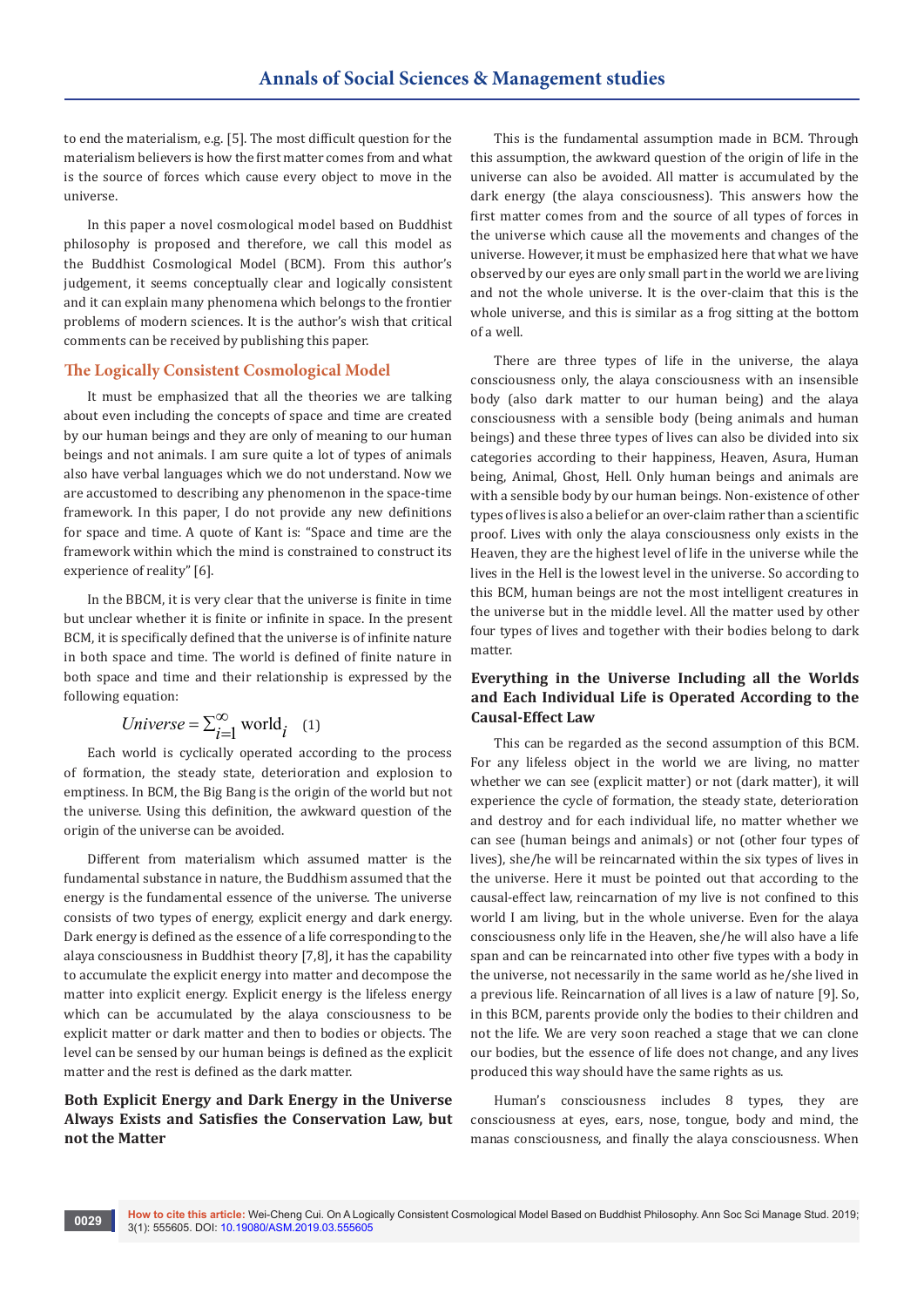to end the materialism, e.g. [5]. The most difficult question for the materialism believers is how the first matter comes from and what is the source of forces which cause every object to move in the universe.

In this paper a novel cosmological model based on Buddhist philosophy is proposed and therefore, we call this model as the Buddhist Cosmological Model (BCM). From this author's judgement, it seems conceptually clear and logically consistent and it can explain many phenomena which belongs to the frontier problems of modern sciences. It is the author's wish that critical comments can be received by publishing this paper.

## The Logically Consistent Cosmological Model

It must be emphasized that all the theories we are talking about even including the concepts of space and time are created by our human beings and they are only of meaning to our human beings and not animals. I am sure quite a lot of types of animals also have verbal languages which we do not understand. Now we are accustomed to describing any phenomenon in the space-time framework. In this paper, I do not provide any new definitions for space and time. A quote of Kant is: "Space and time are the framework within which the mind is constrained to construct its experience of reality" [6].

In the BBCM, it is very clear that the universe is finite in time but unclear whether it is finite or infinite in space. In the present BCM, it is specifically defined that the universe is of infinite nature in both space and time. The world is defined of finite nature in both space and time and their relationship is expressed by the following equation:

$$Universe = \sum_{i=1}^{\infty} \text{world}_i \quad (1)$$

Each world is cyclically operated according to the process of formation, the steady state, deterioration and explosion to emptiness. In BCM, the Big Bang is the origin of the world but not the universe. Using this definition, the awkward question of the origin of the universe can be avoided.

Different from materialism which assumed matter is the fundamental substance in nature, the Buddhism assumed that the energy is the fundamental essence of the universe. The universe consists of two types of energy, explicit energy and dark energy. Dark energy is defined as the essence of a life corresponding to the alaya consciousness in Buddhist theory [7,8], it has the capability to accumulate the explicit energy into matter and decompose the matter into explicit energy. Explicit energy is the lifeless energy which can be accumulated by the alaya consciousness to be explicit matter or dark matter and then to bodies or objects. The level can be sensed by our human beings is defined as the explicit matter and the rest is defined as the dark matter.

### Both Explicit Energy and Dark Energy in the Universe Always Exists and Satisfies the Conservation Law, but not the Matter

This is the fundamental assumption made in BCM. Through this assumption, the awkward question of the origin of life in the universe can also be avoided. All matter is accumulated by the dark energy (the alaya consciousness). This answers how the first matter comes from and the source of all types of forces in the universe which cause all the movements and changes of the universe. However, it must be emphasized here that what we have observed by our eyes are only small part in the world we are living and not the whole universe. It is the over-claim that this is the whole universe, and this is similar as a frog sitting at the bottom of a well.

There are three types of life in the universe, the alaya consciousness only, the alaya consciousness with an insensible body (also dark matter to our human being) and the alaya consciousness with a sensible body (being animals and human beings) and these three types of lives can also be divided into six categories according to their happiness, Heaven, Asura, Human being, Animal, Ghost, Hell. Only human beings and animals are with a sensible body by our human beings. Non-existence of other types of lives is also a belief or an over-claim rather than a scientific proof. Lives with only the alaya consciousness only exists in the Heaven, they are the highest level of life in the universe while the lives in the Hell is the lowest level in the universe. So according to this BCM, human beings are not the most intelligent creatures in the universe but in the middle level. All the matter used by other four types of lives and together with their bodies belong to dark matter.

### Everything in the Universe Including all the Worlds and Each Individual Life is Operated According to the Causal-Effect Law

This can be regarded as the second assumption of this BCM. For any lifeless object in the world we are living, no matter whether we can see (explicit matter) or not (dark matter), it will experience the cycle of formation, the steady state, deterioration and destroy and for each individual life, no matter whether we can see (human beings and animals) or not (other four types of lives), she/he will be reincarnated within the six types of lives in the universe. Here it must be pointed out that according to the causal-effect law, reincarnation of my live is not confined to this world I am living, but in the whole universe. Even for the alaya consciousness only life in the Heaven, she/he will also have a life span and can be reincarnated into other five types with a body in the universe, not necessarily in the same world as he/she lived in a previous life. Reincarnation of all lives is a law of nature [9]. So, in this BCM, parents provide only the bodies to their children and not the life. We are very soon reached a stage that we can clone our bodies, but the essence of life does not change, and any lives produced this way should have the same rights as us.

Human's consciousness includes 8 types, they are consciousness at eyes, ears, nose, tongue, body and mind, the manas consciousness, and finally the alaya consciousness. When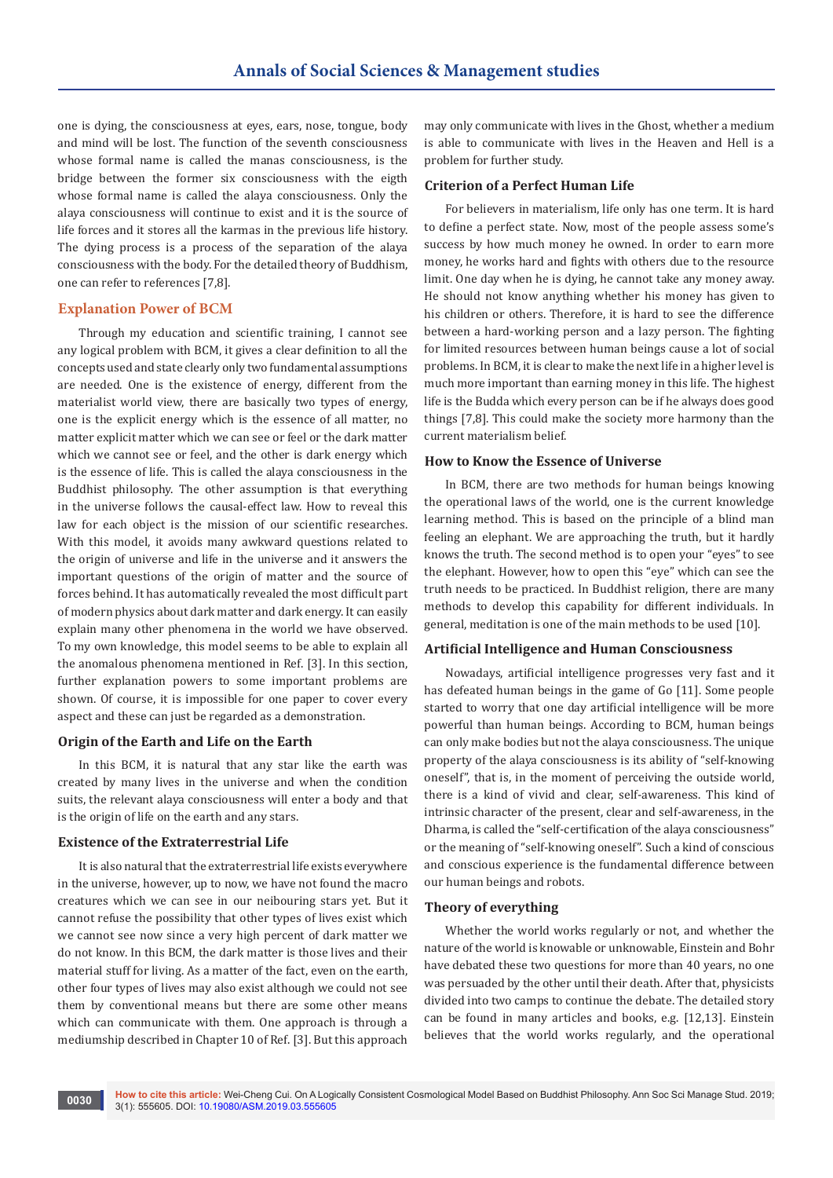one is dying, the consciousness at eyes, ears, nose, tongue, body and mind will be lost. The function of the seventh consciousness whose formal name is called the manas consciousness, is the bridge between the former six consciousness with the eigth whose formal name is called the alaya consciousness. Only the alaya consciousness will continue to exist and it is the source of life forces and it stores all the karmas in the previous life history. The dying process is a process of the separation of the alaya consciousness with the body. For the detailed theory of Buddhism, one can refer to references [7,8].

## Explanation Power of BCM

Through my education and scientific training, I cannot see any logical problem with BCM, it gives a clear definition to all the concepts used and state clearly only two fundamental assumptions are needed. One is the existence of energy, different from the materialist world view, there are basically two types of energy, one is the explicit energy which is the essence of all matter, no matter explicit matter which we can see or feel or the dark matter which we cannot see or feel, and the other is dark energy which is the essence of life. This is called the alaya consciousness in the Buddhist philosophy. The other assumption is that everything in the universe follows the causal-effect law. How to reveal this law for each object is the mission of our scientific researches. With this model, it avoids many awkward questions related to the origin of universe and life in the universe and it answers the important questions of the origin of matter and the source of forces behind. It has automatically revealed the most difficult part of modern physics about dark matter and dark energy. It can easily explain many other phenomena in the world we have observed. To my own knowledge, this model seems to be able to explain all the anomalous phenomena mentioned in Ref. [3]. In this section, further explanation powers to some important problems are shown. Of course, it is impossible for one paper to cover every aspect and these can just be regarded as a demonstration.

### Origin of the Earth and Life on the Earth

In this BCM, it is natural that any star like the earth was created by many lives in the universe and when the condition suits, the relevant alaya consciousness will enter a body and that is the origin of life on the earth and any stars.

### Existence of the Extraterrestrial Life

It is also natural that the extraterrestrial life exists everywhere in the universe, however, up to now, we have not found the macro creatures which we can see in our neibouring stars yet. But it cannot refuse the possibility that other types of lives exist which we cannot see now since a very high percent of dark matter we do not know. In this BCM, the dark matter is those lives and their material stuff for living. As a matter of the fact, even on the earth, other four types of lives may also exist although we could not see them by conventional means but there are some other means which can communicate with them. One approach is through a mediumship described in Chapter 10 of Ref. [3]. But this approach may only communicate with lives in the Ghost, whether a medium is able to communicate with lives in the Heaven and Hell is a problem for further study.

### Criterion of a Perfect Human Life

For believers in materialism, life only has one term. It is hard to define a perfect state. Now, most of the people assess some's success by how much money he owned. In order to earn more money, he works hard and fights with others due to the resource limit. One day when he is dying, he cannot take any money away. He should not know anything whether his money has given to his children or others. Therefore, it is hard to see the difference between a hard-working person and a lazy person. The fighting for limited resources between human beings cause a lot of social problems. In BCM, it is clear to make the next life in a higher level is much more important than earning money in this life. The highest life is the Budda which every person can be if he always does good things [7,8]. This could make the society more harmony than the current materialism belief.

### How to Know the Essence of Universe

In BCM, there are two methods for human beings knowing the operational laws of the world, one is the current knowledge learning method. This is based on the principle of a blind man feeling an elephant. We are approaching the truth, but it hardly knows the truth. The second method is to open your "eyes" to see the elephant. However, how to open this "eye" which can see the truth needs to be practiced. In Buddhist religion, there are many methods to develop this capability for different individuals. In general, meditation is one of the main methods to be used [10].

### Artificial Intelligence and Human Consciousness

Nowadays, artificial intelligence progresses very fast and it has defeated human beings in the game of Go [11]. Some people started to worry that one day artificial intelligence will be more powerful than human beings. According to BCM, human beings can only make bodies but not the alaya consciousness. The unique property of the alaya consciousness is its ability of "self-knowing oneself", that is, in the moment of perceiving the outside world, there is a kind of vivid and clear, self-awareness. This kind of intrinsic character of the present, clear and self-awareness, in the Dharma, is called the "self-certification of the alaya consciousness" or the meaning of "self-knowing oneself". Such a kind of conscious and conscious experience is the fundamental difference between our human beings and robots.

### Theory of everything

Whether the world works regularly or not, and whether the nature of the world is knowable or unknowable, Einstein and Bohr have debated these two questions for more than 40 years, no one was persuaded by the other until their death. After that, physicists divided into two camps to continue the debate. The detailed story can be found in many articles and books, e.g. [12,13]. Einstein believes that the world works regularly, and the operational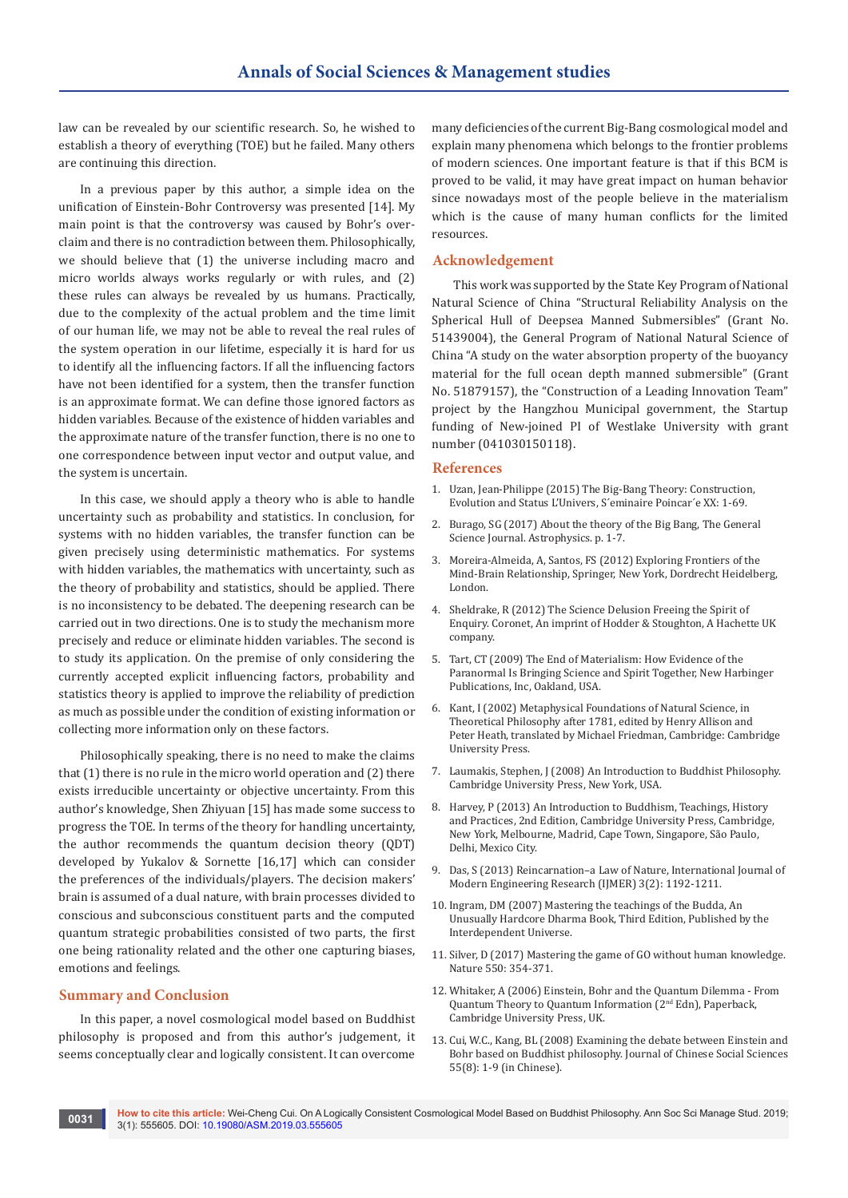law can be revealed by our scientific research. So, he wished to establish a theory of everything (TOE) but he failed. Many others are continuing this direction.

In a previous paper by this author, a simple idea on the unification of Einstein-Bohr Controversy was presented [14]. My main point is that the controversy was caused by Bohr's over-claim and there is no contradiction between them. Philosophically, we should believe that (1) the universe including macro and micro worlds always works regularly or with rules, and (2) these rules can always be revealed by us humans. Practically, due to the complexity of the actual problem and the time limit of our human life, we may not be able to reveal the real rules of the system operation in our lifetime, especially it is hard for us to identify all the influencing factors. If all the influencing factors have not been identified for a system, then the transfer function is an approximate format. We can define those ignored factors as hidden variables. Because of the existence of hidden variables and the approximate nature of the transfer function, there is no one to one correspondence between input vector and output value, and the system is uncertain.

In this case, we should apply a theory who is able to handle uncertainty such as probability and statistics. In conclusion, for systems with no hidden variables, the transfer function can be given precisely using deterministic mathematics. For systems with hidden variables, the mathematics with uncertainty, such as the theory of probability and statistics, should be applied. There is no inconsistency to be debated. The deepening research can be carried out in two directions. One is to study the mechanism more precisely and reduce or eliminate hidden variables. The second is to study its application. On the premise of only considering the currently accepted explicit influencing factors, probability and statistics theory is applied to improve the reliability of prediction as much as possible under the condition of existing information or collecting more information only on these factors.

Philosophically speaking, there is no need to make the claims that (1) there is no rule in the micro world operation and (2) there exists irreducible uncertainty or objective uncertainty. From this author's knowledge, Shen Zhiyuan [15] has made some success to progress the TOE. In terms of the theory for handling uncertainty, the author recommends the quantum decision theory (QDT) developed by Yukalov & Sornette [16,17] which can consider the preferences of the individuals/players. The decision makers' brain is assumed of a dual nature, with brain processes divided to conscious and subconscious constituent parts and the computed quantum strategic probabilities consisted of two parts, the first one being rationality related and the other one capturing biases, emotions and feelings.

## Summary and Conclusion

In this paper, a novel cosmological model based on Buddhist philosophy is proposed and from this author's judgement, it seems conceptually clear and logically consistent. It can overcome many deficiencies of the current Big-Bang cosmological model and explain many phenomena which belongs to the frontier problems of modern sciences. One important feature is that if this BCM is proved to be valid, it may have great impact on human behavior since nowadays most of the people believe in the materialism which is the cause of many human conflicts for the limited resources.

## Acknowledgement

This work was supported by the State Key Program of National Natural Science of China "Structural Reliability Analysis on the Spherical Hull of Deepsea Manned Submersibles" (Grant No. 51439004), the General Program of National Natural Science of China "A study on the water absorption property of the buoyancy material for the full ocean depth manned submersible" (Grant No. 51879157), the "Construction of a Leading Innovation Team" project by the Hangzhou Municipal government, the Startup funding of New-joined PI of Westlake University with grant number (041030150118).

## References

1. Uzan, Jean-Philippe (2015) The Big-Bang Theory: Construction, Evolution and Status L'Univers, S´eminaire Poincar´e XX: 1-69.
2. Burago, SG (2017) About the theory of the Big Bang, The General Science Journal. Astrophysics. p. 1-7.
3. Moreira-Almeida, A, Santos, FS (2012) Exploring Frontiers of the Mind-Brain Relationship, Springer, New York, Dordrecht Heidelberg, London.
4. Sheldrake, R (2012) The Science Delusion Freeing the Spirit of Enquiry. Coronet, An imprint of Hodder & Stoughton, A Hachette UK company.
5. Tart, CT (2009) The End of Materialism: How Evidence of the Paranormal Is Bringing Science and Spirit Together, New Harbinger Publications, Inc, Oakland, USA.
6. Kant, I (2002) Metaphysical Foundations of Natural Science, in Theoretical Philosophy after 1781, edited by Henry Allison and Peter Heath, translated by Michael Friedman, Cambridge: Cambridge University Press.
7. Laumakis, Stephen, J (2008) An Introduction to Buddhist Philosophy. Cambridge University Press, New York, USA.
8. Harvey, P (2013) An Introduction to Buddhism, Teachings, History and Practices, 2nd Edition, Cambridge University Press, Cambridge, New York, Melbourne, Madrid, Cape Town, Singapore, São Paulo, Delhi, Mexico City.
9. Das, S (2013) Reincarnation–a Law of Nature, International Journal of Modern Engineering Research (IJMER) 3(2): 1192-1211.
10. Ingram, DM (2007) Mastering the teachings of the Budda, An Unusually Hardcore Dharma Book, Third Edition, Published by the Interdependent Universe.
11. Silver, D (2017) Mastering the game of GO without human knowledge. Nature 550: 354-371.
12. Whitaker, A (2006) Einstein, Bohr and the Quantum Dilemma - From Quantum Theory to Quantum Information (2nd Edn), Paperback, Cambridge University Press, UK.
13. Cui, W.C., Kang, BL (2008) Examining the debate between Einstein and Bohr based on Buddhist philosophy. Journal of Chinese Social Sciences 55(8): 1-9 (in Chinese).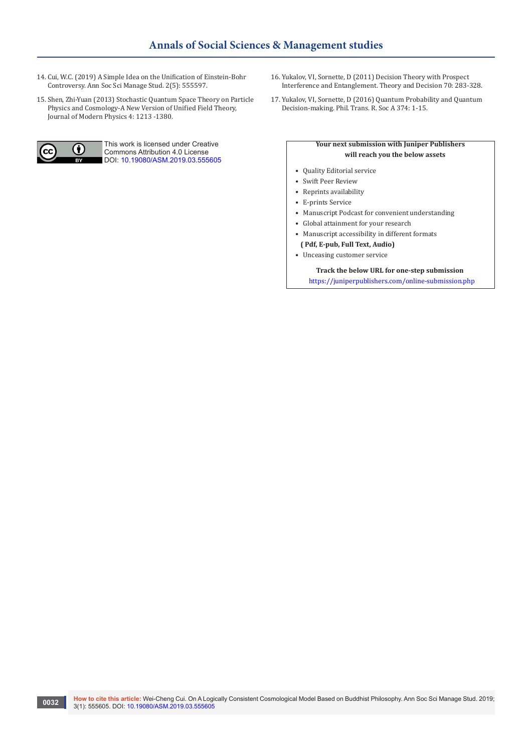14. Cui, W.C. (2019) A Simple Idea on the Unification of Einstein-Bohr Controversy. Ann Soc Sci Manage Stud. 2(5): 555597.

15. Shen, Zhi-Yuan (2013) Stochastic Quantum Space Theory on Particle Physics and Cosmology-A New Version of Unified Field Theory, Journal of Modern Physics 4: 1213 -1380.

16. Yukalov, VI, Sornette, D (2011) Decision Theory with Prospect Interference and Entanglement. Theory and Decision 70: 283-328.

17. Yukalov, VI, Sornette, D (2016) Quantum Probability and Quantum Decision-making. Phil. Trans. R. Soc A 374: 1-15.

This work is licensed under Creative Commons Attribution 4.0 License
DOI: 10.19080/ASM.2019.03.555605

**Your next submission with Juniper Publishers will reach you the below assets**

- Quality Editorial service
- Swift Peer Review
- Reprints availability
- E-prints Service
- Manuscript Podcast for convenient understanding
- Global attainment for your research
- Manuscript accessibility in different formats
  **( Pdf, E-pub, Full Text, Audio)**
- Unceasing customer service

**Track the below URL for one-step submission**
https://juniperpublishers.com/online-submission.php

**How to cite this article:** Wei-Cheng Cui. On A Logically Consistent Cosmological Model Based on Buddhist Philosophy. Ann Soc Sci Manage Stud. 2019; 3(1): 555605. DOI: 10.19080/ASM.2019.03.555605